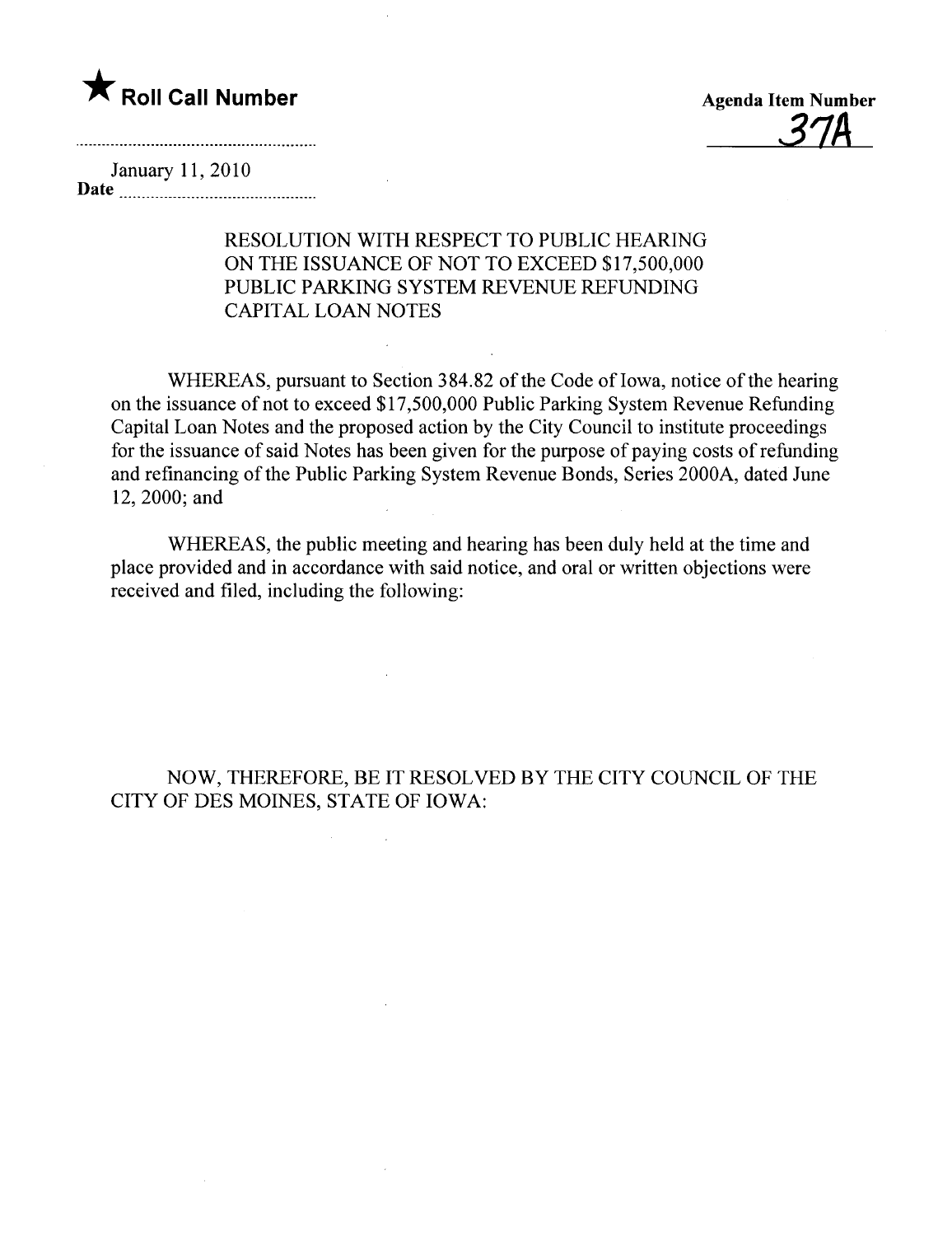★ **Roll Call Number**

**Agenda Item Number**
37A

January 11, 2010
**Date** ..............................................

RESOLUTION WITH RESPECT TO PUBLIC HEARING ON THE ISSUANCE OF NOT TO EXCEED $17,500,000 PUBLIC PARKING SYSTEM REVENUE REFUNDING CAPITAL LOAN NOTES

WHEREAS, pursuant to Section 384.82 of the Code of Iowa, notice of the hearing on the issuance of not to exceed $17,500,000 Public Parking System Revenue Refunding Capital Loan Notes and the proposed action by the City Council to institute proceedings for the issuance of said Notes has been given for the purpose of paying costs of refunding and refinancing of the Public Parking System Revenue Bonds, Series 2000A, dated June 12, 2000; and

WHEREAS, the public meeting and hearing has been duly held at the time and place provided and in accordance with said notice, and oral or written objections were received and filed, including the following:

NOW, THEREFORE, BE IT RESOLVED BY THE CITY COUNCIL OF THE CITY OF DES MOINES, STATE OF IOWA: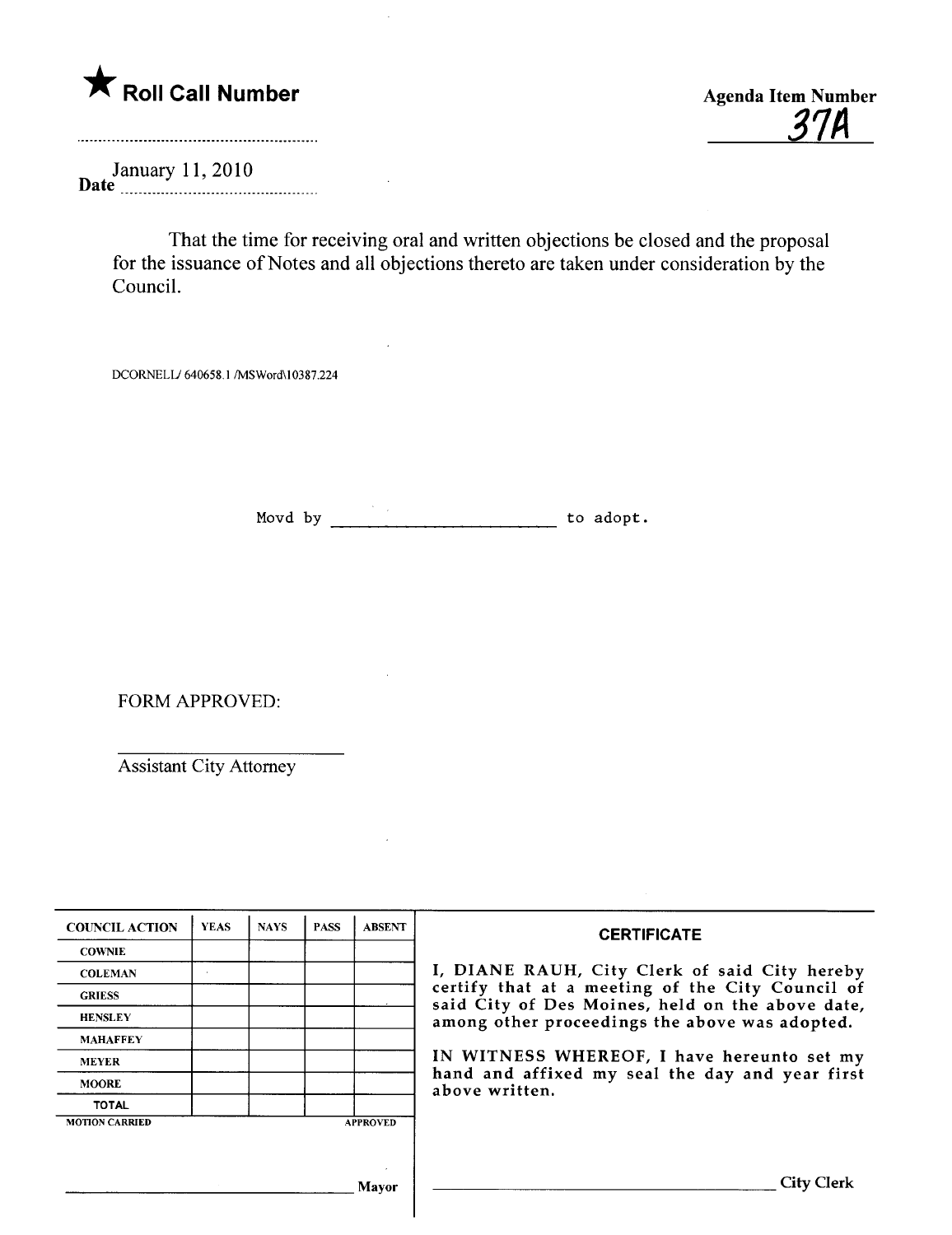★ **Roll Call Number**

Agenda Item Number
37A

Date January 11, 2010

That the time for receiving oral and written objections be closed and the proposal for the issuance of Notes and all objections thereto are taken under consideration by the Council.

DCORNELL/ 640658.1 /MSWord\10387.224

Movd by ________________________ to adopt.

FORM APPROVED:

______________________
Assistant City Attorney

| COUNCIL ACTION | YEAS | NAYS | PASS | ABSENT |
|---|---|---|---|---|
| COWNIE | | | | |
| COLEMAN | | | | |
| GRIESS | | | | |
| HENSLEY | | | | |
| MAHAFFEY | | | | |
| MEYER | | | | |
| MOORE | | | | |
| TOTAL | | | | |

MOTION CARRIED APPROVED

______________________________ Mayor

**CERTIFICATE**

I, DIANE RAUH, City Clerk of said City hereby certify that at a meeting of the City Council of said City of Des Moines, held on the above date, among other proceedings the above was adopted.

IN WITNESS WHEREOF, I have hereunto set my hand and affixed my seal the day and year first above written.

______________________________ City Clerk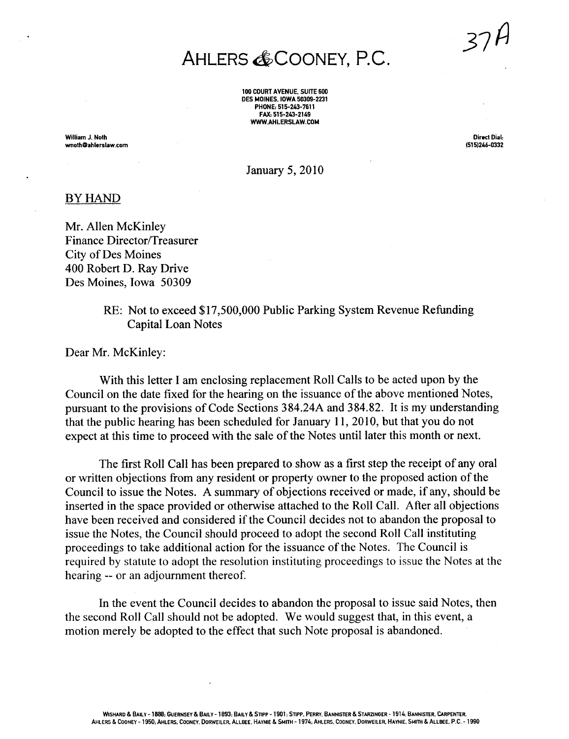37A

# AHLERS & COONEY, P.C.

100 COURT AVENUE, SUITE 600
DES MOINES, IOWA 50309-2231
PHONE: 515-243-7611
FAX: 515-243-2149
WWW.AHLERSLAW.COM

William J. Noth
wnoth@ahlerslaw.com

Direct Dial:
(515)246-0332

January 5, 2010

BY HAND

Mr. Allen McKinley
Finance Director/Treasurer
City of Des Moines
400 Robert D. Ray Drive
Des Moines, Iowa 50309

RE: Not to exceed $17,500,000 Public Parking System Revenue Refunding Capital Loan Notes

Dear Mr. McKinley:

With this letter I am enclosing replacement Roll Calls to be acted upon by the Council on the date fixed for the hearing on the issuance of the above mentioned Notes, pursuant to the provisions of Code Sections 384.24A and 384.82. It is my understanding that the public hearing has been scheduled for January 11, 2010, but that you do not expect at this time to proceed with the sale of the Notes until later this month or next.

The first Roll Call has been prepared to show as a first step the receipt of any oral or written objections from any resident or property owner to the proposed action of the Council to issue the Notes. A summary of objections received or made, if any, should be inserted in the space provided or otherwise attached to the Roll Call. After all objections have been received and considered if the Council decides not to abandon the proposal to issue the Notes, the Council should proceed to adopt the second Roll Call instituting proceedings to take additional action for the issuance of the Notes. The Council is required by statute to adopt the resolution instituting proceedings to issue the Notes at the hearing -- or an adjournment thereof.

In the event the Council decides to abandon the proposal to issue said Notes, then the second Roll Call should not be adopted. We would suggest that, in this event, a motion merely be adopted to the effect that such Note proposal is abandoned.

WISHARD & BAILY - 1888; GUERNSEY & BAILY - 1893; BAILY & STIPP - 1901; STIPP, PERRY, BANNISTER & STARZINGER - 1914; BANNISTER, CARPENTER, AHLERS & COONEY - 1950; AHLERS, COONEY, DORWEILER, ALLBEE, HAYNIE & SMITH - 1974; AHLERS, COONEY, DORWEILER, HAYNIE, SMITH & ALLBEE, P.C. - 1990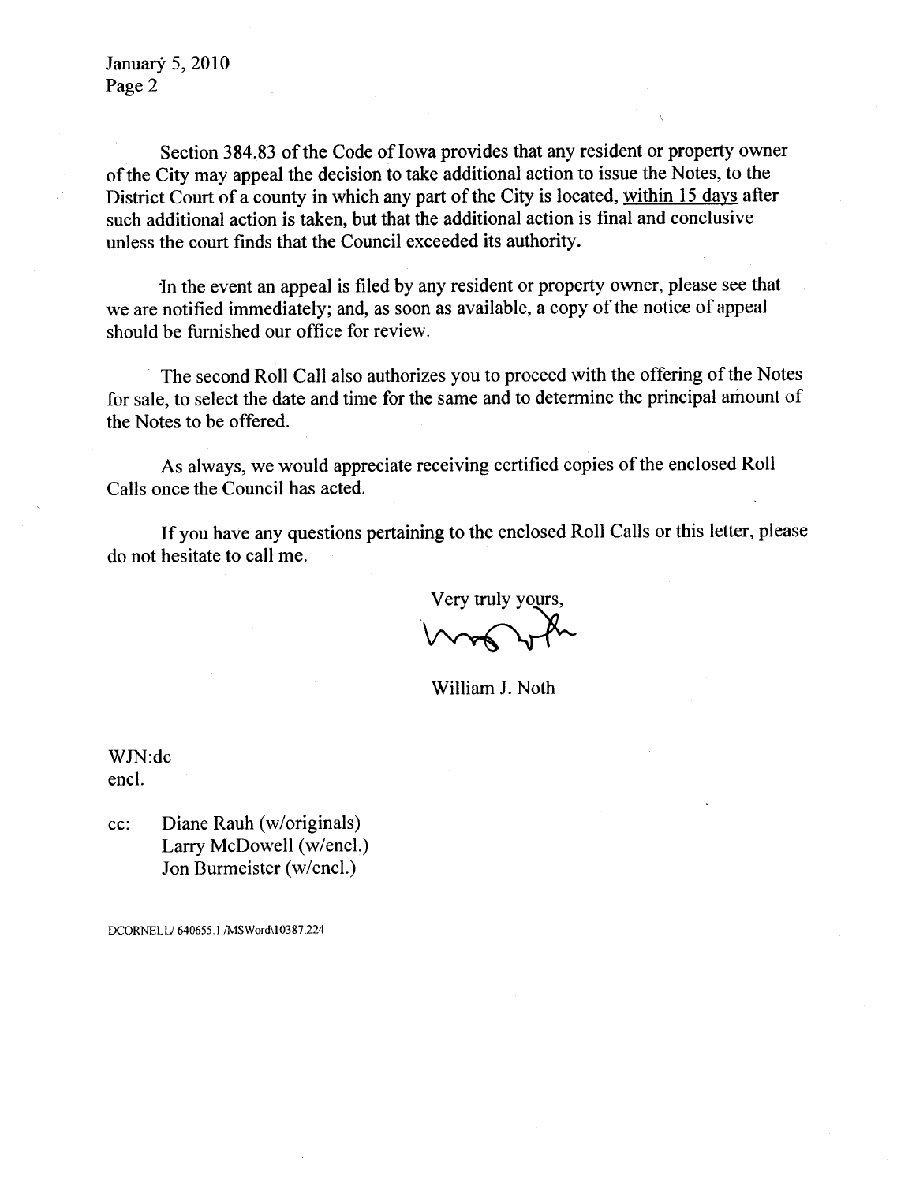January 5, 2010
Page 2

Section 384.83 of the Code of Iowa provides that any resident or property owner of the City may appeal the decision to take additional action to issue the Notes, to the District Court of a county in which any part of the City is located, within 15 days after such additional action is taken, but that the additional action is final and conclusive unless the court finds that the Council exceeded its authority.

In the event an appeal is filed by any resident or property owner, please see that we are notified immediately; and, as soon as available, a copy of the notice of appeal should be furnished our office for review.

The second Roll Call also authorizes you to proceed with the offering of the Notes for sale, to select the date and time for the same and to determine the principal amount of the Notes to be offered.

As always, we would appreciate receiving certified copies of the enclosed Roll Calls once the Council has acted.

If you have any questions pertaining to the enclosed Roll Calls or this letter, please do not hesitate to call me.

Very truly yours,

William J. Noth

WJN:dc
encl.

cc: Diane Rauh (w/originals)
Larry McDowell (w/encl.)
Jon Burmeister (w/encl.)

DCORNELL/ 640655.1 /MSWord\10387.224